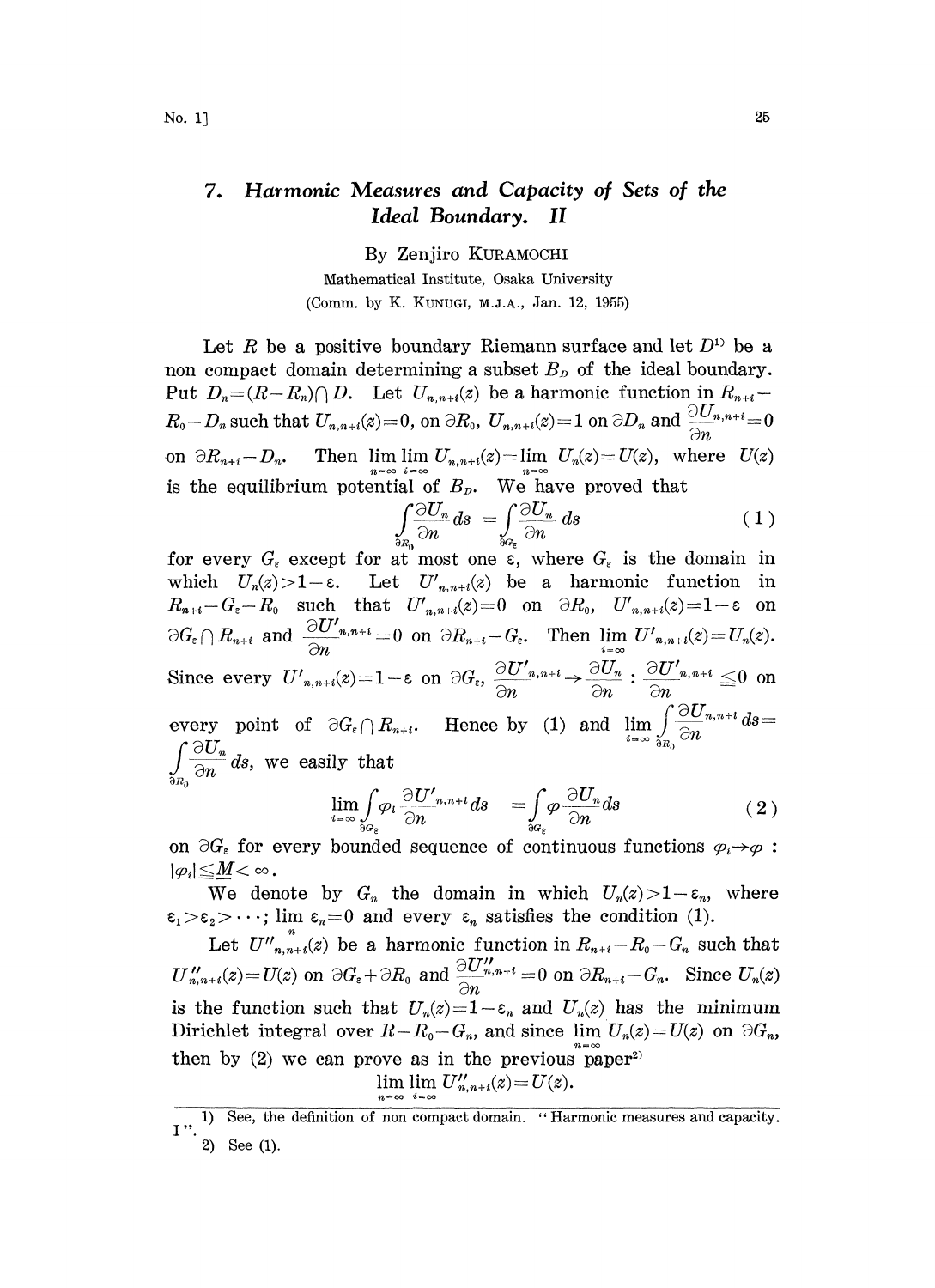# 7. Harmonic Measures and Capacity of Sets of the Ideal Boundary. II

By Zenjiro KURAMOCHI

Mathematical Institute, Osaka University

(Comm. by K. KUNUGI, M.J.A., Jan. 12, 1955)

Let $R$ be a positive boundary Riemann surface and let $D$[1] be a non compact domain determining a subset $B_D$ of the ideal boundary. Put $D_n=(R-R_n)\cap D$. Let $U_{n,n+i}(z)$ be a harmonic function in $R_{n+i}-R_0-D_n$ such that $U_{n,n+i}(z)=0$, on $\partial R_0$, $U_{n,n+i}(z)=1$ on $\partial D_n$ and $\frac{\partial U_{n,n+i}}{\partial n}=0$ on $\partial R_{n+i}-D_n$. Then $\lim_{n=\infty}\lim_{i=\infty} U_{n,n+i}(z)=\lim_{n=\infty} U_n(z)=U(z)$, where $U(z)$ is the equilibrium potential of $B_D$. We have proved that

$$\int_{\partial R_0}\frac{\partial U_n}{\partial n}ds=\int_{\partial G_\varepsilon}\frac{\partial U_n}{\partial n}ds \tag{1}$$

for every $G_\varepsilon$ except for at most one $\varepsilon$, where $G_\varepsilon$ is the domain in which $U_n(z)>1-\varepsilon$. Let $U'_{n,n+i}(z)$ be a harmonic function in $R_{n+i}-G_\varepsilon-R_0$ such that $U'_{n,n+i}(z)=0$ on $\partial R_0$, $U'_{n,n+i}(z)=1-\varepsilon$ on $\partial G_\varepsilon\cap R_{n+i}$ and $\frac{\partial U'_{n,n+i}}{\partial n}=0$ on $\partial R_{n+i}-G_\varepsilon$. Then $\lim_{i=\infty} U'_{n,n+i}(z)=U_n(z)$. Since every $U'_{n,n+i}(z)=1-\varepsilon$ on $\partial G_\varepsilon$, $\frac{\partial U'_{n,n+i}}{\partial n}\to\frac{\partial U_n}{\partial n}$ : $\frac{\partial U'_{n,n+i}}{\partial n}\leqq 0$ on every point of $\partial G_\varepsilon\cap R_{n+i}$. Hence by (1) and $\lim_{i=\infty}\int_{\partial R_0}\frac{\partial U_{n,n+i}}{\partial n}ds=\int_{\partial R_0}\frac{\partial U_n}{\partial n}ds$, we easily that

$$\lim_{i=\infty}\int_{\partial G_\varepsilon}\varphi_i\frac{\partial U'_{n,n+i}}{\partial n}ds=\int_{\partial G_\varepsilon}\varphi\frac{\partial U_n}{\partial n}ds \tag{2}$$

on $\partial G_\varepsilon$ for every bounded sequence of continuous functions $\varphi_i\to\varphi$ : $|\varphi_i|\leqq M<\infty$.

We denote by $G_n$ the domain in which $U_n(z)>1-\varepsilon_n$, where $\varepsilon_1>\varepsilon_2>\cdots$; $\lim_n \varepsilon_n=0$ and every $\varepsilon_n$ satisfies the condition (1).

Let $U''_{n,n+i}(z)$ be a harmonic function in $R_{n+i}-R_0-G_n$ such that $U''_{n,n+i}(z)=U(z)$ on $\partial G_\varepsilon+\partial R_0$ and $\frac{\partial U''_{n,n+i}}{\partial n}=0$ on $\partial R_{n+i}-G_n$. Since $U_n(z)$ is the function such that $U_n(z)=1-\varepsilon_n$ and $U_n(z)$ has the minimum Dirichlet integral over $R-R_0-G_n$, and since $\lim_{n=\infty} U_n(z)=U(z)$ on $\partial G_n$, then by (2) we can prove as in the previous paper[2]

$$\lim_{n=\infty}\lim_{i=\infty} U''_{n,n+i}(z)=U(z).$$

---

1) See, the definition of non compact domain. "Harmonic measures and capacity. I".

2) See (1).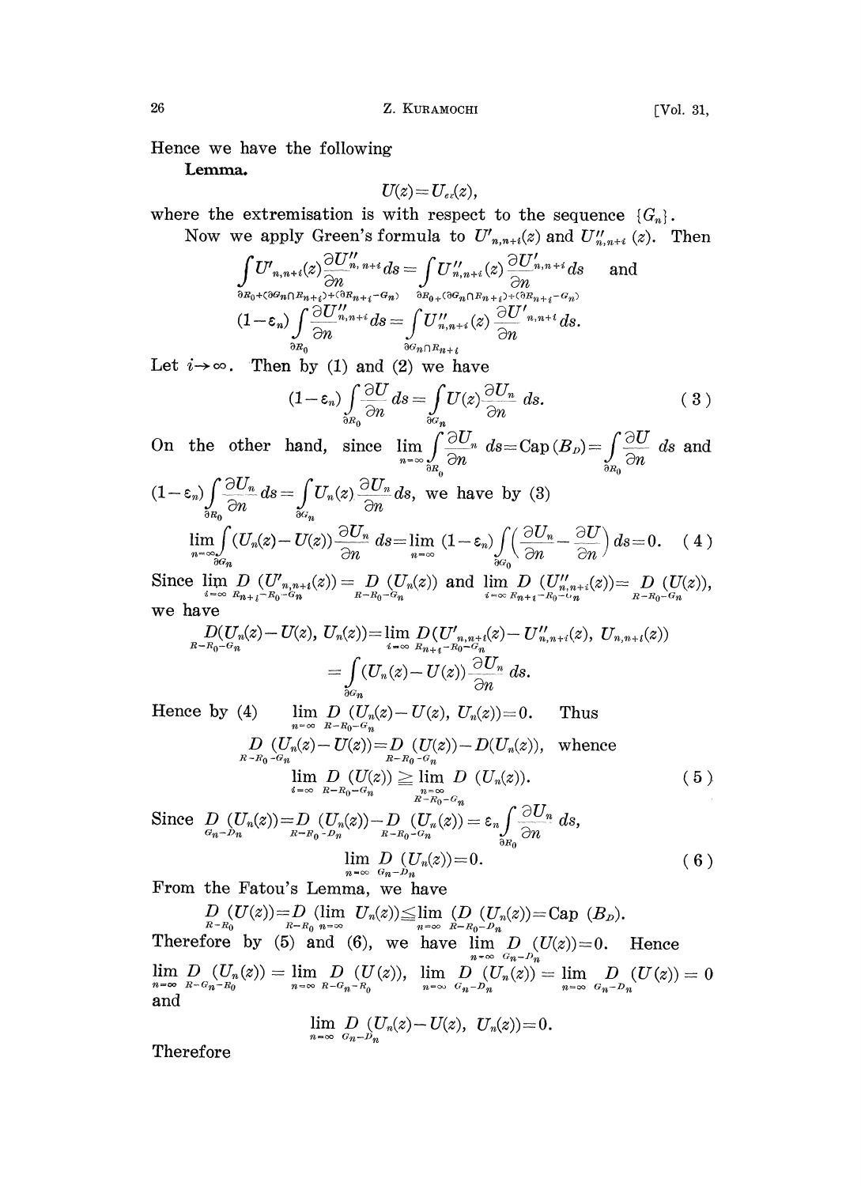Hence we have the following

**Lemma.**

$$U(z)=U_{ex}(z),$$

where the extremisation is with respect to the sequence $\{G_n\}$.

Now we apply Green's formula to $U'_{n,n+i}(z)$ and $U''_{n,n+i}(z)$. Then

$$\int\limits_{\partial R_0+(\partial G_n\cap R_{n+i})+(\partial R_{n+i}-G_n)} U'_{n,n+i}(z)\frac{\partial U''_{n,n+i}}{\partial n}ds=\int\limits_{\partial R_0+(\partial G_n\cap R_{n+i})+(\partial R_{n+i}-G_n)} U''_{n,n+i}(z)\frac{\partial U'_{n,n+i}}{\partial n}ds \quad \text{and}$$

$$(1-\varepsilon_n)\int\limits_{\partial R_0}\frac{\partial U''_{n,n+i}}{\partial n}ds=\int\limits_{\partial G_n\cap R_{n+i}} U''_{n,n+i}(z)\frac{\partial U'_{n,n+i}}{\partial n}ds.$$

Let $i\to\infty$. Then by (1) and (2) we have

$$(1-\varepsilon_n)\int\limits_{\partial R_0}\frac{\partial U}{\partial n}ds=\int\limits_{\partial G_n}U(z)\frac{\partial U_n}{\partial n}ds. \tag{3}$$

On the other hand, since $\lim\limits_{n=\infty}\int\limits_{\partial R_0}\frac{\partial U_n}{\partial n}ds=\text{Cap}(B_D)=\int\limits_{\partial R_0}\frac{\partial U}{\partial n}ds$ and $(1-\varepsilon_n)\int\limits_{\partial R_0}\frac{\partial U_n}{\partial n}ds=\int\limits_{\partial G_n}U_n(z)\frac{\partial U_n}{\partial n}ds$, we have by (3)

$$\lim_{n=\infty}\int\limits_{\partial G_n}(U_n(z)-U(z))\frac{\partial U_n}{\partial n}ds=\lim_{n=\infty}(1-\varepsilon_n)\int\limits_{\partial G_0}\left(\frac{\partial U_n}{\partial n}-\frac{\partial U}{\partial n}\right)ds=0. \tag{4}$$

Since $\lim\limits_{i=\infty}\underset{R_{n+i}-R_0-G_n}{D}(U'_{n,n+i}(z))=\underset{R-R_0-G_n}{D}(U_n(z))$ and $\lim\limits_{i=\infty}\underset{R_{n+i}-R_0-G_n}{D}(U''_{n,n+i}(z))=\underset{R-R_0-G_n}{D}(U(z))$, we have

$$\underset{R-R_0-G_n}{D}(U_n(z)-U(z),\,U_n(z))=\lim_{i=\infty}\underset{R_{n+i}-R_0-G_n}{D}(U'_{n,n+i}(z)-U''_{n,n+i}(z),\,U_{n,n+i}(z))$$

$$=\int\limits_{\partial G_n}(U_n(z)-U(z))\frac{\partial U_n}{\partial n}ds.$$

Hence by (4) $\quad\lim\limits_{n=\infty}\underset{R-R_0-G_n}{D}(U_n(z)-U(z),\,U_n(z))=0.\quad$ Thus

$$\underset{R-R_0-G_n}{D}(U_n(z)-U(z))=\underset{R-R_0-G_n}{D}(U(z))-D(U_n(z)),\ \text{whence}$$

$$\lim_{i=\infty}\underset{R-R_0-G_n}{D}(U(z))\geq\lim_{\substack{n=\infty\\R-R_0-G_n}}D(U_n(z)). \tag{5}$$

Since $\underset{G_n-D_n}{D}(U_n(z))=\underset{R-R_0-D_n}{D}(U_n(z))-\underset{R-R_0-G_n}{D}(U_n(z))=\varepsilon_n\int\limits_{\partial R_0}\frac{\partial U_n}{\partial n}ds$,

$$\lim_{n=\infty}\underset{G_n-D_n}{D}(U_n(z))=0. \tag{6}$$

From the Fatou's Lemma, we have

$$\underset{R-R_0}{D}(U(z))=\underset{R-R_0}{D}(\lim_{n=\infty}U_n(z))\leq\lim_{n=\infty}(\underset{R-R_0-D_n}{D}(U_n(z))=\text{Cap}(B_D).$$

Therefore by (5) and (6), we have $\lim\limits_{n=\infty}\underset{G_n-D_n}{D}(U(z))=0$. Hence $\lim\limits_{n=\infty}\underset{R-G_n-R_0}{D}(U_n(z))=\lim\limits_{n=\infty}\underset{R-G_n-R_0}{D}(U(z))$, $\lim\limits_{n=\infty}\underset{G_n-D_n}{D}(U_n(z))=\lim\limits_{n=\infty}\underset{G_n-D_n}{D}(U(z))=0$ and

$$\lim_{n=\infty}\underset{G_n-D_n}{D}(U_n(z)-U(z),\,U_n(z))=0.$$

Therefore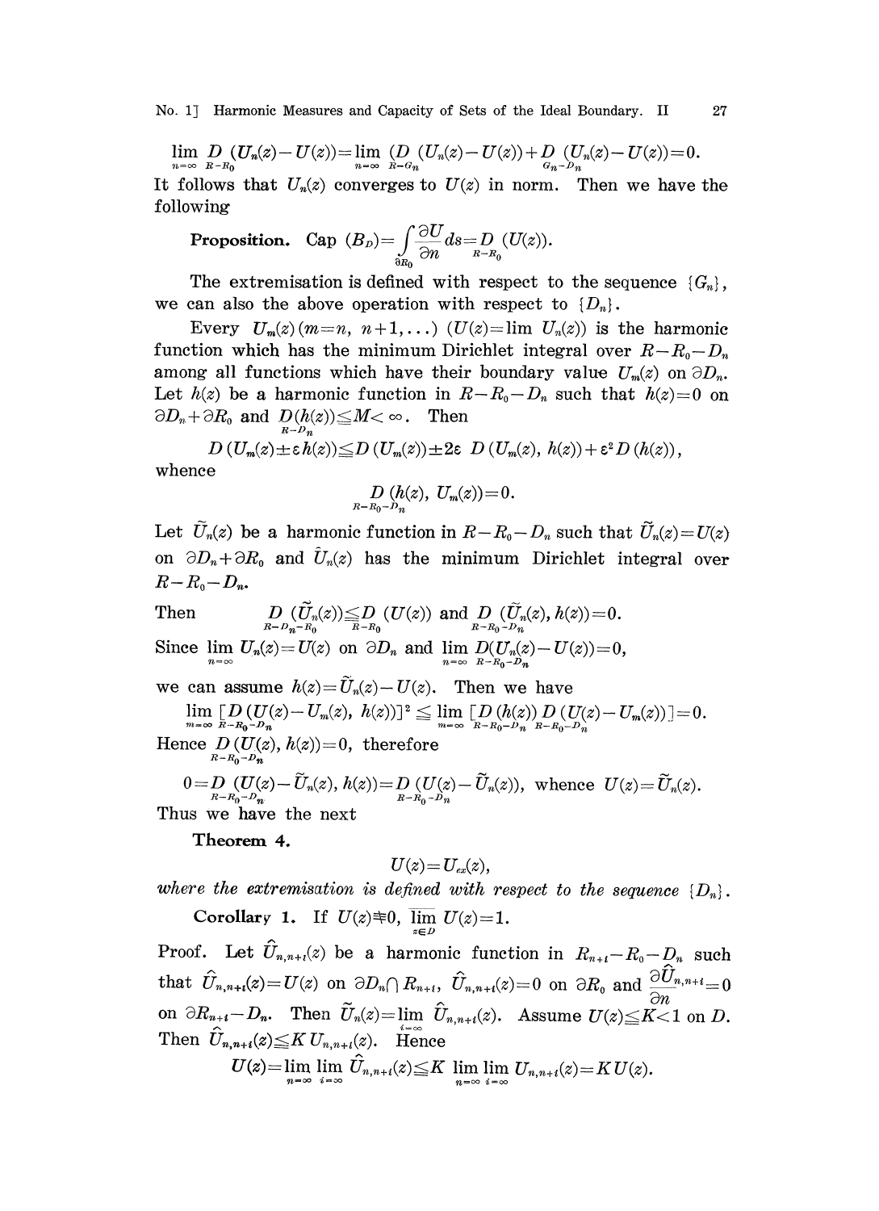$$\lim_{n=\infty} \underset{R-R_0}{D}(U_n(z)-U(z))=\lim_{n=\infty} (\underset{R-G_n}{D}(U_n(z)-U(z))+\underset{G_n-D_n}{D}(U_n(z)-U(z))=0.$$

It follows that $U_n(z)$ converges to $U(z)$ in norm. Then we have the following

**Proposition.** Cap $(B_D)=\int_{\partial R_0}\frac{\partial U}{\partial n}ds=\underset{R-R_0}{D}(U(z))$.

The extremisation is defined with respect to the sequence $\{G_n\}$, we can also the above operation with respect to $\{D_n\}$.

Every $U_m(z)$ $(m=n, n+1,\dots)$ $(U(z)=\lim U_n(z))$ is the harmonic function which has the minimum Dirichlet integral over $R-R_0-D_n$ among all functions which have their boundary value $U_m(z)$ on $\partial D_n$. Let $h(z)$ be a harmonic function in $R-R_0-D_n$ such that $h(z)=0$ on $\partial D_n+\partial R_0$ and $\underset{R-D_n}{D}(h(z))\leqq M<\infty$. Then

$$D(U_m(z)\pm\varepsilon h(z))\leqq D(U_m(z))\pm 2\varepsilon\ D(U_m(z),\ h(z))+\varepsilon^2 D(h(z)),$$

whence

$$\underset{R-R_0-D_n}{D}(h(z),\ U_m(z))=0.$$

Let $\tilde{U}_n(z)$ be a harmonic function in $R-R_0-D_n$ such that $\tilde{U}_n(z)=U(z)$ on $\partial D_n+\partial R_0$ and $\hat{U}_n(z)$ has the minimum Dirichlet integral over $R-R_0-D_n$.

Then $\quad \underset{R-D_n-R_0}{D}(\tilde{U}_n(z))\leqq\underset{R-R_0}{D}(U(z))$ and $\underset{R-R_0-D_n}{D}(\tilde{U}_n(z), h(z))=0.$

Since $\lim_{n=\infty} U_n(z)=U(z)$ on $\partial D_n$ and $\lim_{n=\infty}\underset{R-R_0-D_n}{D}(U_n(z)-U(z))=0$,

we can assume $h(z)=\tilde{U}_n(z)-U(z)$. Then we have

$$\lim_{m=\infty}[\underset{R-R_0-D_n}{D}(U(z)-U_m(z),\ h(z))]^2\leqq\lim_{m=\infty}[\underset{R-R_0-D_n}{D}(h(z))\underset{R-R_0-D_n}{D}(U(z)-U_m(z))]=0.$$

Hence $\underset{R-R_0-D_n}{D}(U(z),\ h(z))=0$, therefore

$$0=\underset{R-R_0-D_n}{D}(U(z)-\tilde{U}_n(z),\ h(z))=\underset{R-R_0-D_n}{D}(U(z)-\tilde{U}_n(z)),\ \text{whence}\ U(z)=\tilde{U}_n(z).$$

Thus we have the next

**Theorem 4.**

$$U(z)=U_{ex}(z),$$

*where the extremisation is defined with respect to the sequence* $\{D_n\}$.

**Corollary 1.** If $U(z)\not\equiv 0$, $\overline{\lim_{z\in D}}\, U(z)=1$.

Proof. Let $\hat{U}_{n,n+i}(z)$ be a harmonic function in $R_{n+i}-R_0-D_n$ such that $\hat{U}_{n,n+i}(z)=U(z)$ on $\partial D_n\cap R_{n+i}$, $\hat{U}_{n,n+i}(z)=0$ on $\partial R_0$ and $\frac{\partial\hat{U}_{n,n+i}}{\partial n}=0$ on $\partial R_{n+i}-D_n$. Then $\tilde{U}_n(z)=\lim_{i=\infty}\hat{U}_{n,n+i}(z)$. Assume $U(z)\leqq K<1$ on $D$. Then $\hat{U}_{n,n+i}(z)\leqq K\,U_{n,n+i}(z)$. Hence

$$U(z)=\lim_{n=\infty}\lim_{i=\infty}\hat{U}_{n,n+i}(z)\leqq K\lim_{n=\infty}\lim_{i=\infty}U_{n,n+i}(z)=K\,U(z).$$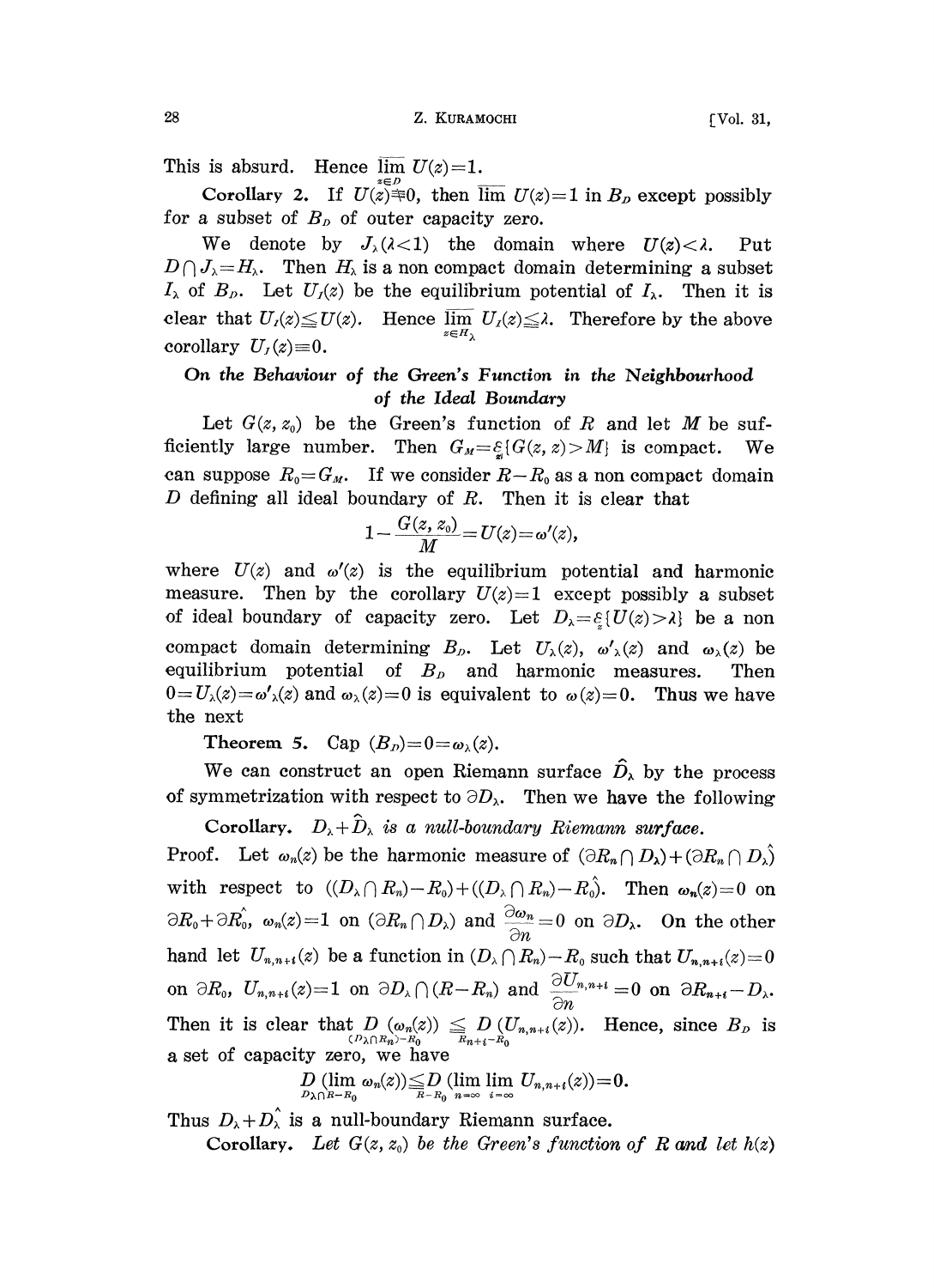This is absurd. Hence $\overline{\lim_{z\in D}}\ U(z)=1$.

**Corollary 2.** If $U(z)\neq 0$, then $\overline{\lim}\ U(z)=1$ in $B_D$ except possibly for a subset of $B_D$ of outer capacity zero.

We denote by $J_\lambda(\lambda<1)$ the domain where $U(z)<\lambda$. Put $D\cap J_\lambda=H_\lambda$. Then $H_\lambda$ is a non compact domain determining a subset $I_\lambda$ of $B_D$. Let $U_I(z)$ be the equilibrium potential of $I_\lambda$. Then it is clear that $U_I(z)\leqq U(z)$. Hence $\overline{\lim_{z\in H_\lambda}}\ U_I(z)\leqq\lambda$. Therefore by the above corollary $U_I(z)\equiv 0$.

### *On the Behaviour of the Green's Function in the Neighbourhood of the Ideal Boundary*

Let $G(z,z_0)$ be the Green's function of $R$ and let $M$ be sufficiently large number. Then $G_M=\mathop{\mathcal{E}}_{z}\{G(z,z)>M\}$ is compact. We can suppose $R_0=G_M$. If we consider $R-R_0$ as a non compact domain $D$ defining all ideal boundary of $R$. Then it is clear that

$$1-\frac{G(z,z_0)}{M}=U(z)=\omega'(z),$$

where $U(z)$ and $\omega'(z)$ is the equilibrium potential and harmonic measure. Then by the corollary $U(z)=1$ except possibly a subset of ideal boundary of capacity zero. Let $D_\lambda=\mathop{\mathcal{E}}_{z}\{U(z)>\lambda\}$ be a non compact domain determining $B_D$. Let $U_\lambda(z)$, $\omega'_\lambda(z)$ and $\omega_\lambda(z)$ be equilibrium potential of $B_D$ and harmonic measures. Then $0=U_\lambda(z)=\omega'_\lambda(z)$ and $\omega_\lambda(z)=0$ is equivalent to $\omega(z)=0$. Thus we have the next

**Theorem 5.** Cap $(B_D)=0=\omega_\lambda(z)$.

We can construct an open Riemann surface $\hat{D}_\lambda$ by the process of symmetrization with respect to $\partial D_\lambda$. Then we have the following

**Corollary.** *$D_\lambda+\hat{D}_\lambda$ is a null-boundary Riemann surface.*

Proof. Let $\omega_n(z)$ be the harmonic measure of $(\partial R_n\cap D_\lambda)+(\partial R_n\cap D_\lambda)\hat{}$ with respect to $((D_\lambda\cap R_n)-R_0)+((D_\lambda\cap R_n)-R_0)\hat{}$. Then $\omega_n(z)=0$ on $\partial R_0+\partial \hat{R_0}$, $\omega_n(z)=1$ on $(\partial R_n\cap D_\lambda)$ and $\dfrac{\partial\omega_n}{\partial n}=0$ on $\partial D_\lambda$. On the other hand let $U_{n,n+i}(z)$ be a function in $(D_\lambda\cap R_n)-R_0$ such that $U_{n,n+i}(z)=0$ on $\partial R_0$, $U_{n,n+i}(z)=1$ on $\partial D_\lambda\cap(R-R_n)$ and $\dfrac{\partial U_{n,n+i}}{\partial n}=0$ on $\partial R_{n+i}-D_\lambda$. Then it is clear that $\underset{(D_\lambda\cap R_n)-R_0}{D}(\omega_n(z))\leqq\underset{R_{n+i}-R_0}{D}(U_{n,n+i}(z))$. Hence, since $B_D$ is a set of capacity zero, we have

$$\underset{D_\lambda\cap R-R_0}{D}(\lim\omega_n(z))\leqq\underset{R-R_0}{D}(\lim_{n=\infty}\lim_{i=\infty}U_{n,n+i}(z))=0.$$

Thus $D_\lambda+\hat{D_\lambda}$ is a null-boundary Riemann surface.

**Corollary.** *Let $G(z,z_0)$ be the Green's function of $R$ and let $h(z)$*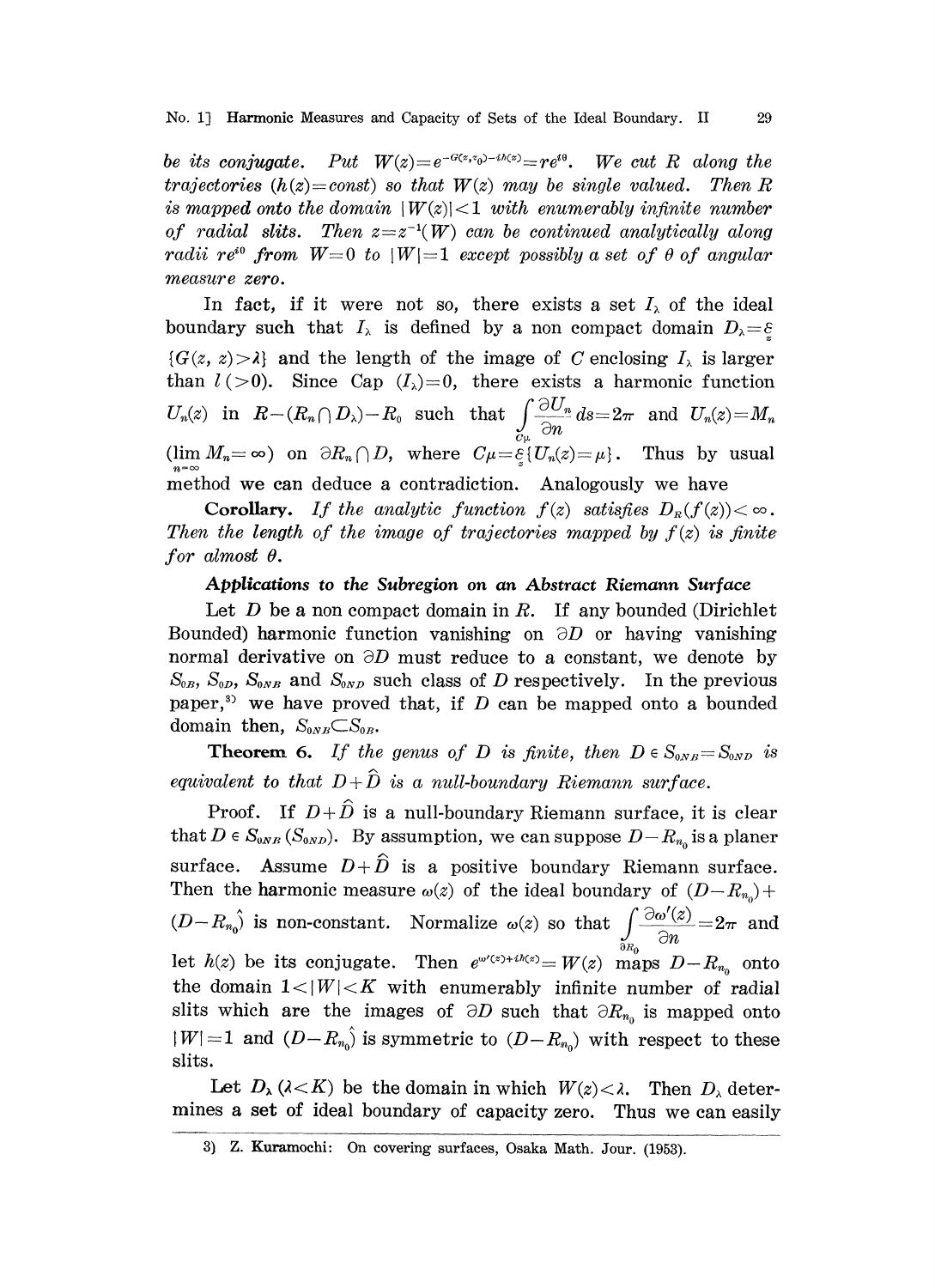*be its conjugate. Put* $W(z)=e^{-G(z,z_0)-ih(z)}=re^{i\theta}$. *We cut* $R$ *along the trajectories* ($h(z)=const$) *so that* $W(z)$ *may be single valued. Then* $R$ *is mapped onto the domain* $|W(z)|<1$ *with enumerably infinite number of radial slits. Then* $z=z^{-1}(W)$ *can be continued analytically along radii* $re^{i\theta}$ *from* $W=0$ *to* $|W|=1$ *except possibly a set of* $\theta$ *of angular measure zero.*

In fact, if it were not so, there exists a set $I_\lambda$ of the ideal boundary such that $I_\lambda$ is defined by a non compact domain $D_\lambda=\underset{z}{\mathcal{E}}\{G(z,z)>\lambda\}$ and the length of the image of $C$ enclosing $I_\lambda$ is larger than $l\,(>0)$. Since Cap $(I_\lambda)=0$, there exists a harmonic function $U_n(z)$ in $R-(R_n\cap D_\lambda)-R_0$ such that $\int\limits_{C_\mu}\frac{\partial U_n}{\partial n}ds=2\pi$ and $U_n(z)=M_n$ ($\lim\limits_{n=\infty}M_n=\infty$) on $\partial R_n\cap D$, where $C_\mu=\underset{z}{\mathcal{E}}\{U_n(z)=\mu\}$. Thus by usual method we can deduce a contradiction. Analogously we have

**Corollary.** *If the analytic function* $f(z)$ *satisfies* $D_R(f(z))<\infty$. *Then the length of the image of trajectories mapped by* $f(z)$ *is finite for almost* $\theta$.

### *Applications to the Subregion on an Abstract Riemann Surface*

Let $D$ be a non compact domain in $R$. If any bounded (Dirichlet Bounded) harmonic function vanishing on $\partial D$ or having vanishing normal derivative on $\partial D$ must reduce to a constant, we denote by $S_{0B}$, $S_{0D}$, $S_{0NB}$ and $S_{0ND}$ such class of $D$ respectively. In the previous paper,[3] we have proved that, if $D$ can be mapped onto a bounded domain then, $S_{0NB}\subset S_{0B}$.

**Theorem 6.** *If the genus of* $D$ *is finite, then* $D\in S_{0NB}=S_{0ND}$ *is equivalent to that* $D+\hat{D}$ *is a null-boundary Riemann surface.*

Proof. If $D+\hat{D}$ is a null-boundary Riemann surface, it is clear that $D\in S_{0NB}$ ($S_{0ND}$). By assumption, we can suppose $D-R_{n_0}$ is a planer surface. Assume $D+\hat{D}$ is a positive boundary Riemann surface. Then the harmonic measure $\omega(z)$ of the ideal boundary of $(D-R_{n_0})+(D-R_{n_0})\hat{}$ is non-constant. Normalize $\omega(z)$ so that $\int\limits_{\partial R_0}\frac{\partial\omega'(z)}{\partial n}=2\pi$ and let $h(z)$ be its conjugate. Then $e^{\omega'(z)+ih(z)}=W(z)$ maps $D-R_{n_0}$ onto the domain $1<|W|<K$ with enumerably infinite number of radial slits which are the images of $\partial D$ such that $\partial R_{n_0}$ is mapped onto $|W|=1$ and $(D-R_{n_0})\hat{}$ is symmetric to $(D-R_{n_0})$ with respect to these slits.

Let $D_\lambda$ ($\lambda<K$) be the domain in which $W(z)<\lambda$. Then $D_\lambda$ determines a set of ideal boundary of capacity zero. Thus we can easily

---

3) Z. **Kuramochi**: On covering surfaces, Osaka Math. Jour. (1953).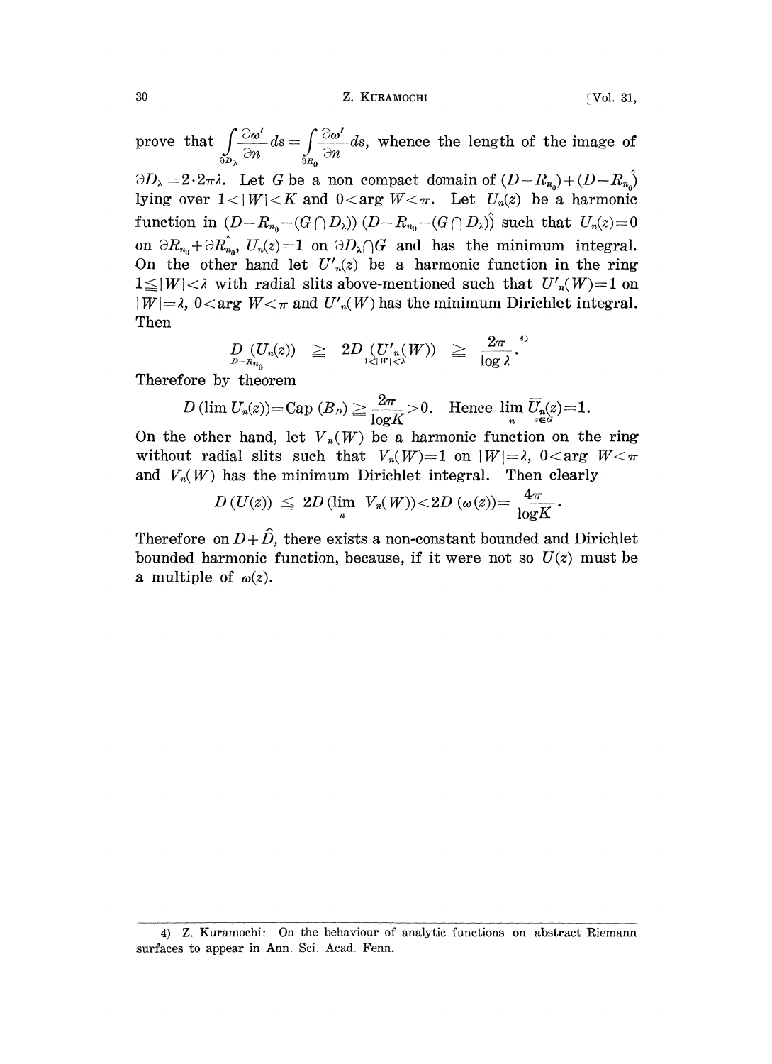prove that $\int\limits_{\partial D_\lambda} \frac{\partial \omega'}{\partial n} ds = \int\limits_{\partial R_0} \frac{\partial \omega'}{\partial n} ds$, whence the length of the image of $\partial D_\lambda = 2 \cdot 2\pi\lambda$. Let $G$ be a non compact domain of $(D - R_{n_0}) + (D - R_{n_0}\hat{)}$ lying over $1 < |W| < K$ and $0 < \arg W < \pi$. Let $U_n(z)$ be a harmonic function in $(D - R_{n_0} - (G \cap D_\lambda))\ (D - R_{n_0} - (G \cap D_\lambda)\hat{)}$ such that $U_n(z) = 0$ on $\partial R_{n_0} + \partial \hat{R_{n_0}}$, $U_n(z) = 1$ on $\partial D_\lambda \cap G$ and has the minimum integral. On the other hand let $U'_n(z)$ be a harmonic function in the ring $1 \leqq |W| < \lambda$ with radial slits above-mentioned such that $U'_n(W) = 1$ on $|W| = \lambda$, $0 < \arg W < \pi$ and $U'_n(W)$ has the minimum Dirichlet integral. Then

$$\underset{D - R_{n_0}}{D}(U_n(z)) \geqq 2 \underset{1 < |W| < \lambda}{D}(U'_n(W)) \geqq \frac{2\pi}{\log \lambda}.\text{[4]}$$

Therefore by theorem

$$D(\lim U_n(z)) = \text{Cap}(B_D) \geqq \frac{2\pi}{\log K} > 0. \quad \text{Hence } \lim_n \overline{U_n}(z) \underset{z \in G}{=} 1.$$

On the other hand, let $V_n(W)$ be a harmonic function on the ring without radial slits such that $V_n(W) = 1$ on $|W| = \lambda$, $0 < \arg W < \pi$ and $V_n(W)$ has the minimum Dirichlet integral. Then clearly

$$D(U(z)) \leqq 2D(\lim_n V_n(W)) < 2D(\omega(z)) = \frac{4\pi}{\log K}.$$

Therefore on $D + \hat{D}$, there exists a non-constant bounded and Dirichlet bounded harmonic function, because, if it were not so $U(z)$ must be a multiple of $\omega(z)$.

---

4) Z. Kuramochi: On the behaviour of analytic functions on abstract Riemann surfaces to appear in Ann. Sci. Acad. Fenn.